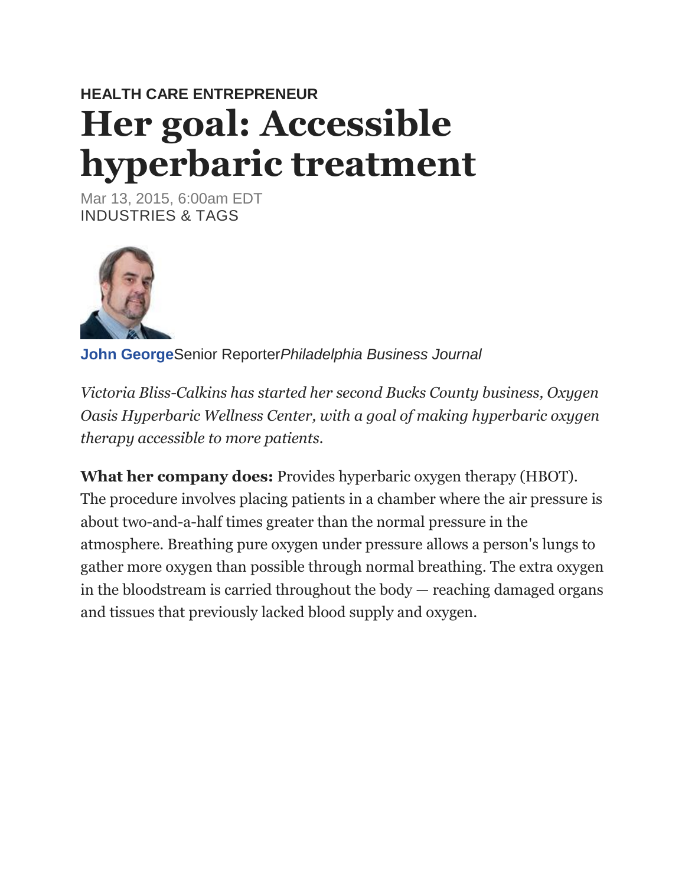**HEALTH CARE ENTREPRENEUR**

# Her goal: Accessible hyperbaric treatment

Mar 13, 2015, 6:00am EDT

INDUSTRIES & TAGS

**John George** Senior Reporter *Philadelphia Business Journal*

*Victoria Bliss-Calkins has started her second Bucks County business, Oxygen Oasis Hyperbaric Wellness Center, with a goal of making hyperbaric oxygen therapy accessible to more patients.*

**What her company does:** Provides hyperbaric oxygen therapy (HBOT). The procedure involves placing patients in a chamber where the air pressure is about two-and-a-half times greater than the normal pressure in the atmosphere. Breathing pure oxygen under pressure allows a person's lungs to gather more oxygen than possible through normal breathing. The extra oxygen in the bloodstream is carried throughout the body — reaching damaged organs and tissues that previously lacked blood supply and oxygen.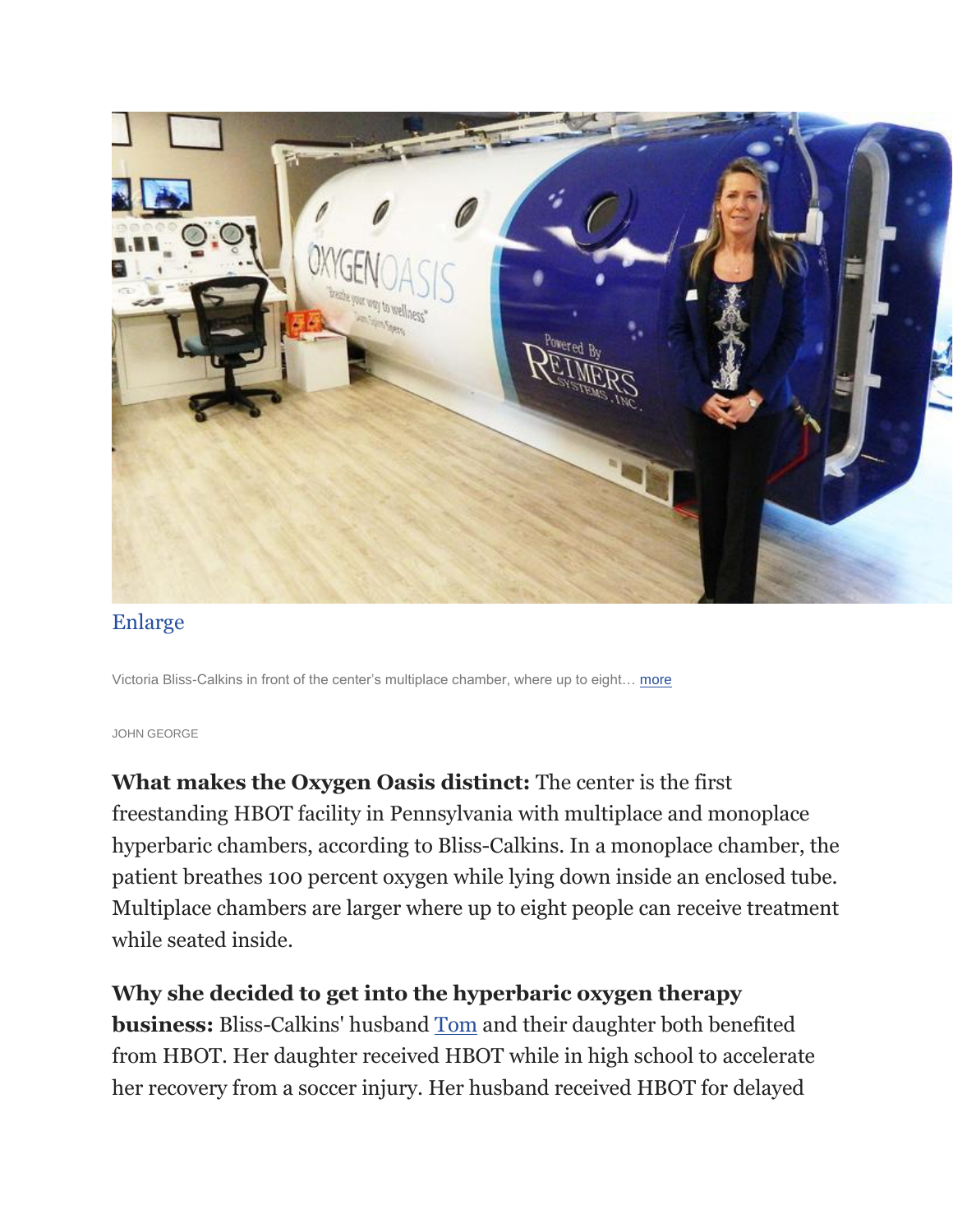Enlarge

Victoria Bliss-Calkins in front of the center's multiplace chamber, where up to eight… more

JOHN GEORGE

**What makes the Oxygen Oasis distinct:** The center is the first freestanding HBOT facility in Pennsylvania with multiplace and monoplace hyperbaric chambers, according to Bliss-Calkins. In a monoplace chamber, the patient breathes 100 percent oxygen while lying down inside an enclosed tube. Multiplace chambers are larger where up to eight people can receive treatment while seated inside.

**Why she decided to get into the hyperbaric oxygen therapy business:** Bliss-Calkins' husband Tom and their daughter both benefited from HBOT. Her daughter received HBOT while in high school to accelerate her recovery from a soccer injury. Her husband received HBOT for delayed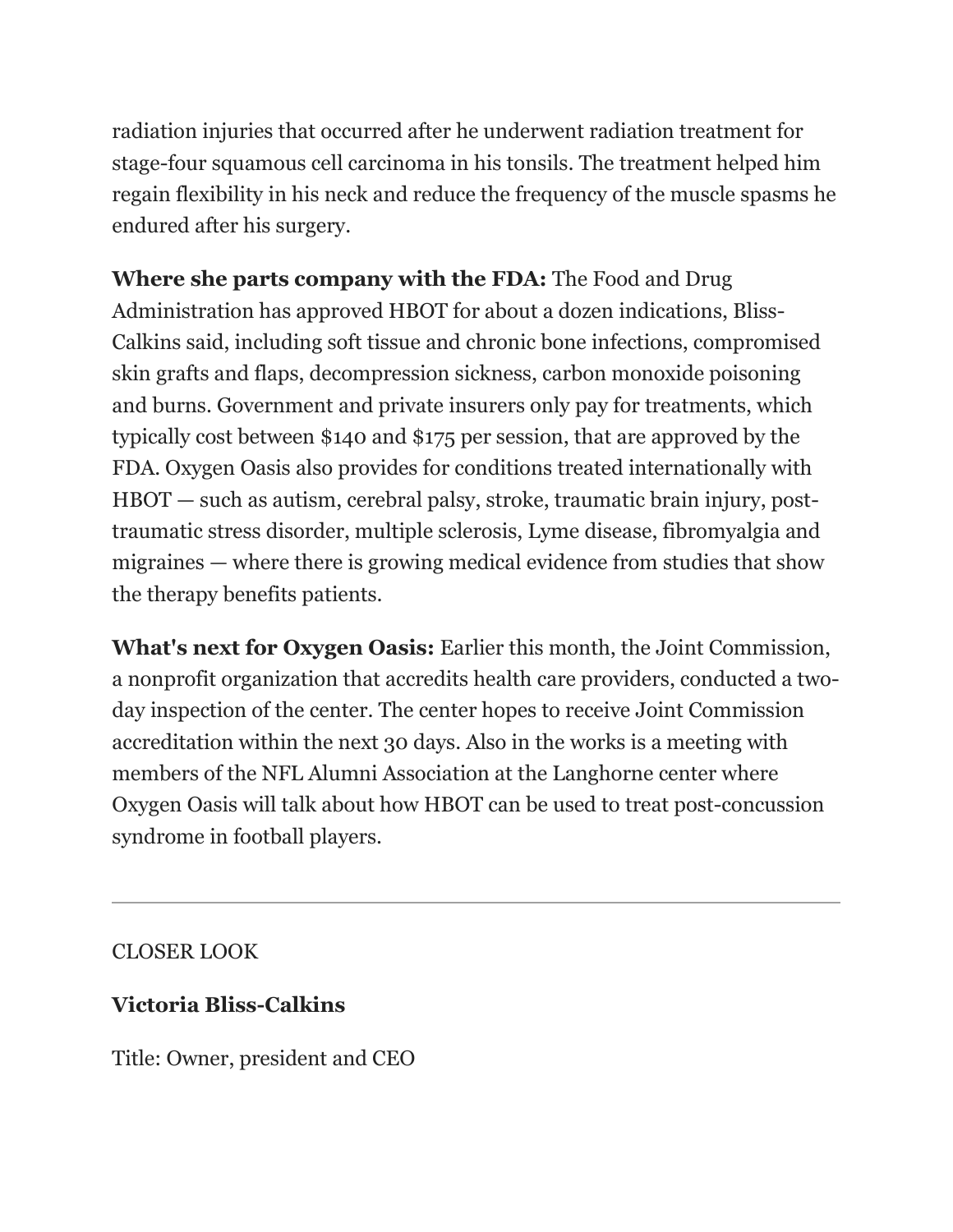radiation injuries that occurred after he underwent radiation treatment for stage-four squamous cell carcinoma in his tonsils. The treatment helped him regain flexibility in his neck and reduce the frequency of the muscle spasms he endured after his surgery.

**Where she parts company with the FDA:** The Food and Drug Administration has approved HBOT for about a dozen indications, Bliss-Calkins said, including soft tissue and chronic bone infections, compromised skin grafts and flaps, decompression sickness, carbon monoxide poisoning and burns. Government and private insurers only pay for treatments, which typically cost between $140 and $175 per session, that are approved by the FDA. Oxygen Oasis also provides for conditions treated internationally with HBOT — such as autism, cerebral palsy, stroke, traumatic brain injury, post-traumatic stress disorder, multiple sclerosis, Lyme disease, fibromyalgia and migraines — where there is growing medical evidence from studies that show the therapy benefits patients.

**What's next for Oxygen Oasis:** Earlier this month, the Joint Commission, a nonprofit organization that accredits health care providers, conducted a two-day inspection of the center. The center hopes to receive Joint Commission accreditation within the next 30 days. Also in the works is a meeting with members of the NFL Alumni Association at the Langhorne center where Oxygen Oasis will talk about how HBOT can be used to treat post-concussion syndrome in football players.

---

CLOSER LOOK

**Victoria Bliss-Calkins**

Title: Owner, president and CEO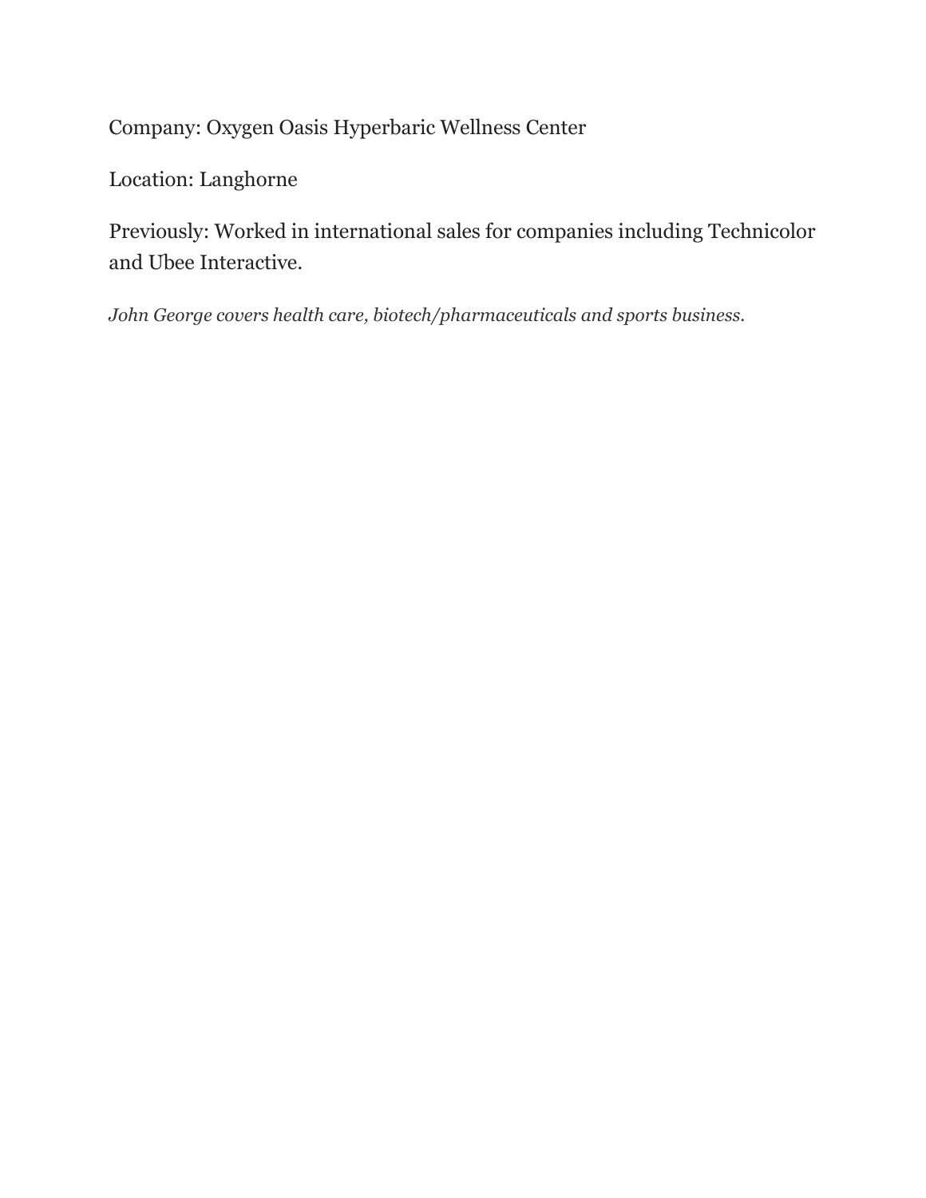Company: Oxygen Oasis Hyperbaric Wellness Center

Location: Langhorne

Previously: Worked in international sales for companies including Technicolor and Ubee Interactive.

*John George covers health care, biotech/pharmaceuticals and sports business.*